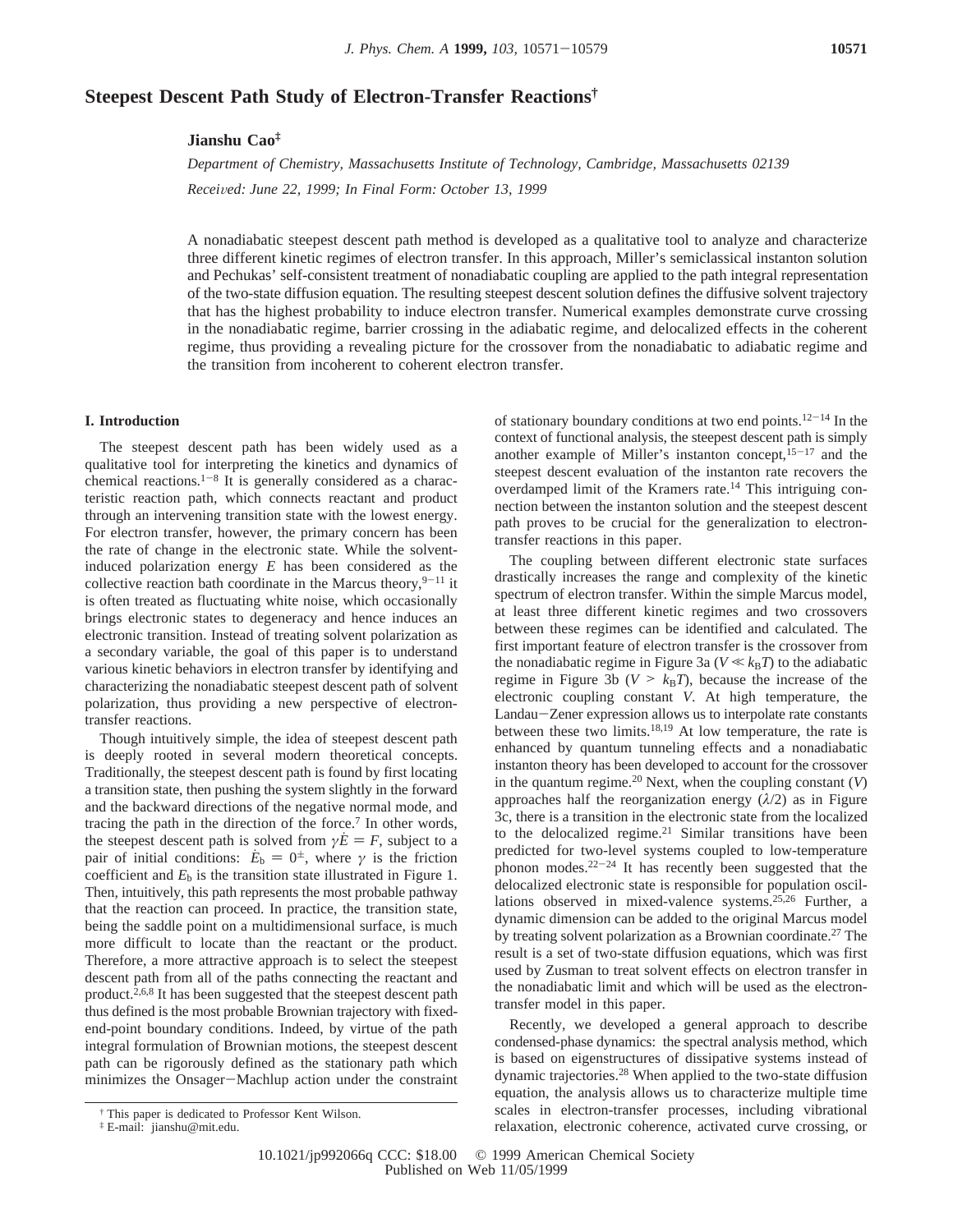# Steepest Descent Path Study of Electron-Transfer Reactions[†]

**Jianshu Cao**[‡]

*Department of Chemistry, Massachusetts Institute of Technology, Cambridge, Massachusetts 02139*

*Received: June 22, 1999; In Final Form: October 13, 1999*

A nonadiabatic steepest descent path method is developed as a qualitative tool to analyze and characterize three different kinetic regimes of electron transfer. In this approach, Miller's semiclassical instanton solution and Pechukas' self-consistent treatment of nonadiabatic coupling are applied to the path integral representation of the two-state diffusion equation. The resulting steepest descent solution defines the diffusive solvent trajectory that has the highest probability to induce electron transfer. Numerical examples demonstrate curve crossing in the nonadiabatic regime, barrier crossing in the adiabatic regime, and delocalized effects in the coherent regime, thus providing a revealing picture for the crossover from the nonadiabatic to adiabatic regime and the transition from incoherent to coherent electron transfer.

## I. Introduction

The steepest descent path has been widely used as a qualitative tool for interpreting the kinetics and dynamics of chemical reactions.[1−8] It is generally considered as a characteristic reaction path, which connects reactant and product through an intervening transition state with the lowest energy. For electron transfer, however, the primary concern has been the rate of change in the electronic state. While the solvent-induced polarization energy $E$ has been considered as the collective reaction bath coordinate in the Marcus theory,[9−11] it is often treated as fluctuating white noise, which occasionally brings electronic states to degeneracy and hence induces an electronic transition. Instead of treating solvent polarization as a secondary variable, the goal of this paper is to understand various kinetic behaviors in electron transfer by identifying and characterizing the nonadiabatic steepest descent path of solvent polarization, thus providing a new perspective of electron-transfer reactions.

Though intuitively simple, the idea of steepest descent path is deeply rooted in several modern theoretical concepts. Traditionally, the steepest descent path is found by first locating a transition state, then pushing the system slightly in the forward and the backward directions of the negative normal mode, and tracing the path in the direction of the force.[7] In other words, the steepest descent path is solved from $\gamma \dot{E} = F$, subject to a pair of initial conditions: $\dot{E}_b = 0^{\pm}$, where $\gamma$ is the friction coefficient and $E_b$ is the transition state illustrated in Figure 1. Then, intuitively, this path represents the most probable pathway that the reaction can proceed. In practice, the transition state, being the saddle point on a multidimensional surface, is much more difficult to locate than the reactant or the product. Therefore, a more attractive approach is to select the steepest descent path from all of the paths connecting the reactant and product.[2,6,8] It has been suggested that the steepest descent path thus defined is the most probable Brownian trajectory with fixed-end-point boundary conditions. Indeed, by virtue of the path integral formulation of Brownian motions, the steepest descent path can be rigorously defined as the stationary path which minimizes the Onsager−Machlup action under the constraint of stationary boundary conditions at two end points.[12−14] In the context of functional analysis, the steepest descent path is simply another example of Miller's instanton concept,[15−17] and the steepest descent evaluation of the instanton rate recovers the overdamped limit of the Kramers rate.[14] This intriguing connection between the instanton solution and the steepest descent path proves to be crucial for the generalization to electron-transfer reactions in this paper.

The coupling between different electronic state surfaces drastically increases the range and complexity of the kinetic spectrum of electron transfer. Within the simple Marcus model, at least three different kinetic regimes and two crossovers between these regimes can be identified and calculated. The first important feature of electron transfer is the crossover from the nonadiabatic regime in Figure 3a ($V \ll k_BT$) to the adiabatic regime in Figure 3b ($V > k_BT$), because the increase of the electronic coupling constant $V$. At high temperature, the Landau−Zener expression allows us to interpolate rate constants between these two limits.[18,19] At low temperature, the rate is enhanced by quantum tunneling effects and a nonadiabatic instanton theory has been developed to account for the crossover in the quantum regime.[20] Next, when the coupling constant ($V$) approaches half the reorganization energy ($\lambda/2$) as in Figure 3c, there is a transition in the electronic state from the localized to the delocalized regime.[21] Similar transitions have been predicted for two-level systems coupled to low-temperature phonon modes.[22−24] It has recently been suggested that the delocalized electronic state is responsible for population oscillations observed in mixed-valence systems.[25,26] Further, a dynamic dimension can be added to the original Marcus model by treating solvent polarization as a Brownian coordinate.[27] The result is a set of two-state diffusion equations, which was first used by Zusman to treat solvent effects on electron transfer in the nonadiabatic limit and which will be used as the electron-transfer model in this paper.

Recently, we developed a general approach to describe condensed-phase dynamics: the spectral analysis method, which is based on eigenstructures of dissipative systems instead of dynamic trajectories.[28] When applied to the two-state diffusion equation, the analysis allows us to characterize multiple time scales in electron-transfer processes, including vibrational relaxation, electronic coherence, activated curve crossing, or

[†] This paper is dedicated to Professor Kent Wilson.

[‡] E-mail: jianshu@mit.edu.

10.1021/jp992066q CCC: $18.00 © 1999 American Chemical Society
Published on Web 11/05/1999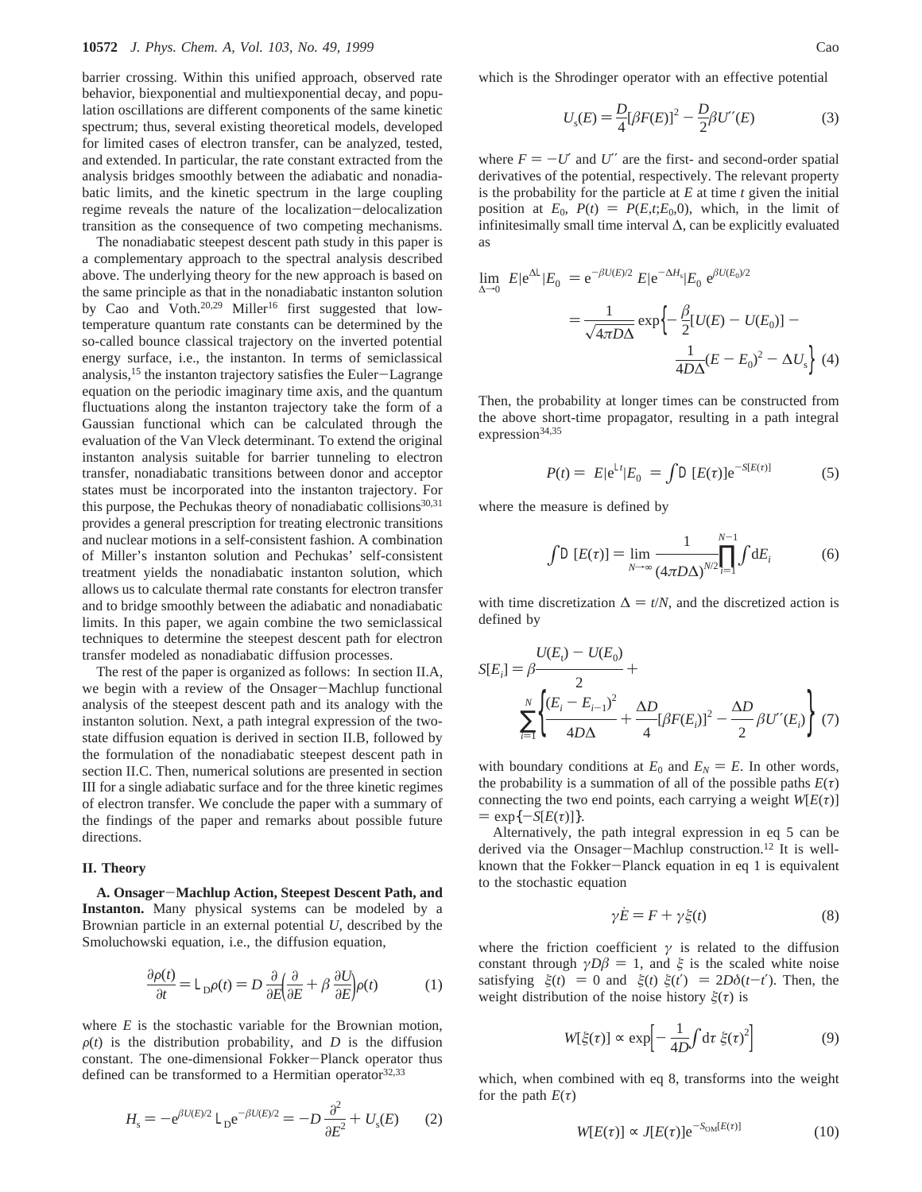barrier crossing. Within this unified approach, observed rate behavior, biexponential and multiexponential decay, and population oscillations are different components of the same kinetic spectrum; thus, several existing theoretical models, developed for limited cases of electron transfer, can be analyzed, tested, and extended. In particular, the rate constant extracted from the analysis bridges smoothly between the adiabatic and nonadiabatic limits, and the kinetic spectrum in the large coupling regime reveals the nature of the localization−delocalization transition as the consequence of two competing mechanisms.

The nonadiabatic steepest descent path study in this paper is a complementary approach to the spectral analysis described above. The underlying theory for the new approach is based on the same principle as that in the nonadiabatic instanton solution by Cao and Voth.[20,29] Miller[16] first suggested that low-temperature quantum rate constants can be determined by the so-called bounce classical trajectory on the inverted potential energy surface, i.e., the instanton. In terms of semiclassical analysis,[15] the instanton trajectory satisfies the Euler−Lagrange equation on the periodic imaginary time axis, and the quantum fluctuations along the instanton trajectory take the form of a Gaussian functional which can be calculated through the evaluation of the Van Vleck determinant. To extend the original instanton analysis suitable for barrier tunneling to electron transfer, nonadiabatic transitions between donor and acceptor states must be incorporated into the instanton trajectory. For this purpose, the Pechukas theory of nonadiabatic collisions[30,31] provides a general prescription for treating electronic transitions and nuclear motions in a self-consistent fashion. A combination of Miller's instanton solution and Pechukas' self-consistent treatment yields the nonadiabatic instanton solution, which allows us to calculate thermal rate constants for electron transfer and to bridge smoothly between the adiabatic and nonadiabatic limits. In this paper, we again combine the two semiclassical techniques to determine the steepest descent path for electron transfer modeled as nonadiabatic diffusion processes.

The rest of the paper is organized as follows: In section II.A, we begin with a review of the Onsager−Machlup functional analysis of the steepest descent path and its analogy with the instanton solution. Next, a path integral expression of the two-state diffusion equation is derived in section II.B, followed by the formulation of the nonadiabatic steepest descent path in section II.C. Then, numerical solutions are presented in section III for a single adiabatic surface and for the three kinetic regimes of electron transfer. We conclude the paper with a summary of the findings of the paper and remarks about possible future directions.

## II. Theory

**A. Onsager−Machlup Action, Steepest Descent Path, and Instanton.** Many physical systems can be modeled by a Brownian particle in an external potential $U$, described by the Smoluchowski equation, i.e., the diffusion equation,

$$\frac{\partial \rho(t)}{\partial t} = \mathcal{L}_D \rho(t) = D\frac{\partial}{\partial E}\left(\frac{\partial}{\partial E} + \beta\frac{\partial U}{\partial E}\right)\rho(t) \tag{1}$$

where $E$ is the stochastic variable for the Brownian motion, $\rho(t)$ is the distribution probability, and $D$ is the diffusion constant. The one-dimensional Fokker−Planck operator thus defined can be transformed to a Hermitian operator[32,33]

$$H_s = -e^{\beta U(E)/2}\mathcal{L}_D e^{-\beta U(E)/2} = -D\frac{\partial^2}{\partial E^2} + U_s(E) \tag{2}$$

which is the Shrodinger operator with an effective potential

$$U_s(E) = \frac{D}{4}[\beta F(E)]^2 - \frac{D}{2}\beta U''(E) \tag{3}$$

where $F = -U'$ and $U''$ are the first- and second-order spatial derivatives of the potential, respectively. The relevant property is the probability for the particle at $E$ at time $t$ given the initial position at $E_0$, $P(t) = P(E,t;E_0,0)$, which, in the limit of infinitesimally small time interval $\Delta$, can be explicitly evaluated as

$$\begin{aligned}\lim_{\Delta\to 0}\langle E|e^{\Delta\mathcal{L}}|E_0\rangle &= e^{-\beta U(E)/2}\langle E|e^{-\Delta H_s}|E_0\rangle e^{\beta U(E_0)/2} \\ &= \frac{1}{\sqrt{4\pi D\Delta}}\exp\left\{-\frac{\beta}{2}[U(E) - U(E_0)] - \frac{1}{4D\Delta}(E - E_0)^2 - \Delta U_s\right\}\end{aligned} \tag{4}$$

Then, the probability at longer times can be constructed from the above short-time propagator, resulting in a path integral expression[34,35]

$$P(t) = \langle E|e^{\mathcal{L}t}|E_0\rangle = \int \mathcal{D}[E(\tau)]e^{-S[E(\tau)]} \tag{5}$$

where the measure is defined by

$$\int \mathcal{D}[E(\tau)] = \lim_{N\to\infty}\frac{1}{(4\pi D\Delta)^{N/2}}\prod_{i=1}^{N-1}\int dE_i \tag{6}$$

with time discretization $\Delta = t/N$, and the discretized action is defined by

$$S[E_i] = \beta\frac{U(E_t) - U(E_0)}{2} + \sum_{i=1}^{N}\left\{\frac{(E_i - E_{i-1})^2}{4D\Delta} + \frac{\Delta D}{4}[\beta F(E_i)]^2 - \frac{\Delta D}{2}\beta U''(E_i)\right\} \tag{7}$$

with boundary conditions at $E_0$ and $E_N = E$. In other words, the probability is a summation of all of the possible paths $E(\tau)$ connecting the two end points, each carrying a weight $W[E(\tau)] = \exp\{-S[E(\tau)]\}$.

Alternatively, the path integral expression in eq 5 can be derived via the Onsager−Machlup construction.[12] It is well-known that the Fokker−Planck equation in eq 1 is equivalent to the stochastic equation

$$\gamma\dot{E} = F + \gamma\xi(t) \tag{8}$$

where the friction coefficient $\gamma$ is related to the diffusion constant through $\gamma D\beta = 1$, and $\xi$ is the scaled white noise satisfying $\langle\xi(t)\rangle = 0$ and $\langle\xi(t)\,\xi(t')\rangle = 2D\delta(t-t')$. Then, the weight distribution of the noise history $\xi(\tau)$ is

$$W[\xi(\tau)] \propto \exp\left[-\frac{1}{4D}\int d\tau\,\xi(\tau)^2\right] \tag{9}$$

which, when combined with eq 8, transforms into the weight for the path $E(\tau)$

$$W[E(\tau)] \propto J[E(\tau)]e^{-S_{OM}[E(\tau)]} \tag{10}$$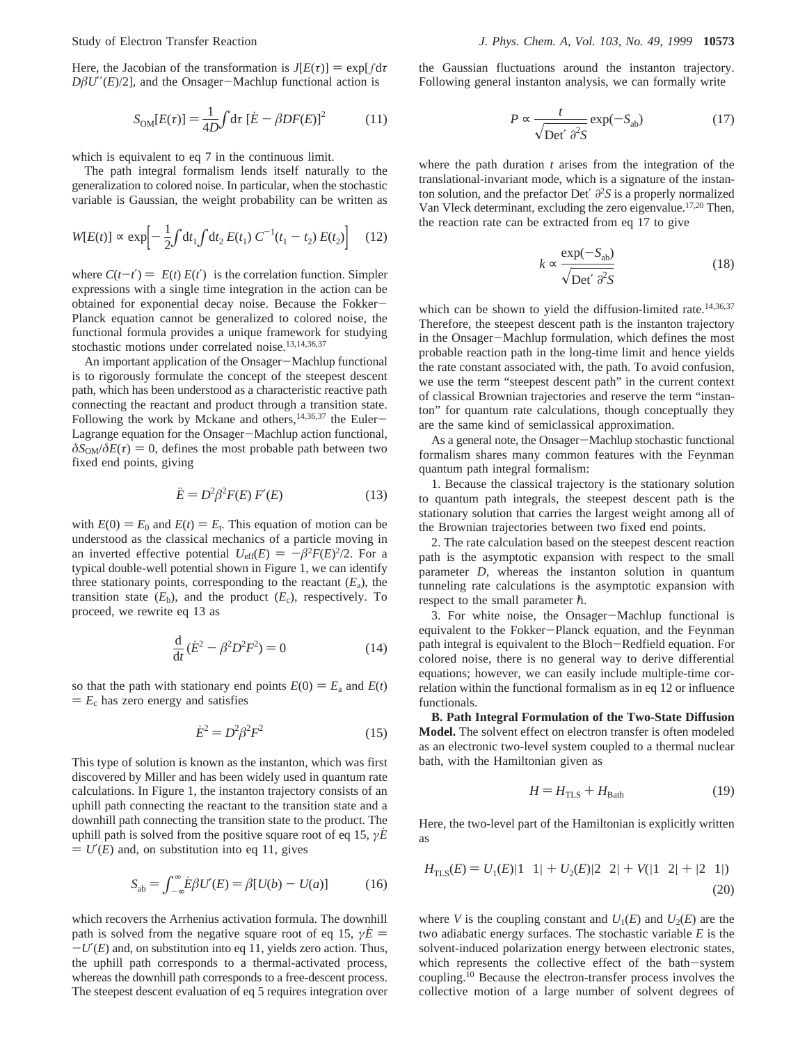Here, the Jacobian of the transformation is $J[E(\tau)] = \exp[\int d\tau\, D\beta U''(E)/2]$, and the Onsager−Machlup functional action is

$$S_{\rm OM}[E(\tau)] = \frac{1}{4D}\int d\tau\, [\dot{E} - \beta D F(E)]^2 \tag{11}$$

which is equivalent to eq 7 in the continuous limit.

The path integral formalism lends itself naturally to the generalization to colored noise. In particular, when the stochastic variable is Gaussian, the weight probability can be written as

$$W[E(t)] \propto \exp\left[-\frac{1}{2}\int dt_1 \int dt_2\, E(t_1)\, C^{-1}(t_1 - t_2)\, E(t_2)\right] \tag{12}$$

where $C(t-t') = \langle E(t)\, E(t')\rangle$ is the correlation function. Simpler expressions with a single time integration in the action can be obtained for exponential decay noise. Because the Fokker−Planck equation cannot be generalized to colored noise, the functional formula provides a unique framework for studying stochastic motions under correlated noise.[13,14,36,37]

An important application of the Onsager−Machlup functional is to rigorously formulate the concept of the steepest descent path, which has been understood as a characteristic reactive path connecting the reactant and product through a transition state. Following the work by Mckane and others,[14,36,37] the Euler−Lagrange equation for the Onsager−Machlup action functional, $\delta S_{\rm OM}/\delta E(\tau) = 0$, defines the most probable path between two fixed end points, giving

$$\ddot{E} = D^2\beta^2 F(E)\, F'(E) \tag{13}$$

with $E(0) = E_0$ and $E(t) = E_t$. This equation of motion can be understood as the classical mechanics of a particle moving in an inverted effective potential $U_{\rm eff}(E) = -\beta^2 F(E)^2/2$. For a typical double-well potential shown in Figure 1, we can identify three stationary points, corresponding to the reactant ($E_a$), the transition state ($E_b$), and the product ($E_c$), respectively. To proceed, we rewrite eq 13 as

$$\frac{d}{dt}(\dot{E}^2 - \beta^2 D^2 F^2) = 0 \tag{14}$$

so that the path with stationary end points $E(0) = E_a$ and $E(t) = E_c$ has zero energy and satisfies

$$\dot{E}^2 = D^2\beta^2 F^2 \tag{15}$$

This type of solution is known as the instanton, which was first discovered by Miller and has been widely used in quantum rate calculations. In Figure 1, the instanton trajectory consists of an uphill path connecting the reactant to the transition state and a downhill path connecting the transition state to the product. The uphill path is solved from the positive square root of eq 15, $\gamma\dot{E} = U'(E)$ and, on substitution into eq 11, gives

$$S_{\rm ab} = \int_{-\infty}^{\infty} \dot{E}\beta U'(E) = \beta[U(b) - U(a)] \tag{16}$$

which recovers the Arrhenius activation formula. The downhill path is solved from the negative square root of eq 15, $\gamma\dot{E} = -U'(E)$ and, on substitution into eq 11, yields zero action. Thus, the uphill path corresponds to a thermal-activated process, whereas the downhill path corresponds to a free-descent process. The steepest descent evaluation of eq 5 requires integration over the Gaussian fluctuations around the instanton trajectory. Following general instanton analysis, we can formally write

$$P \propto \frac{t}{\sqrt{\mathrm{Det}'\, \partial^2 S}} \exp(-S_{\rm ab}) \tag{17}$$

where the path duration $t$ arises from the integration of the translational-invariant mode, which is a signature of the instanton solution, and the prefactor $\mathrm{Det}'\, \partial^2 S$ is a properly normalized Van Vleck determinant, excluding the zero eigenvalue.[17,20] Then, the reaction rate can be extracted from eq 17 to give

$$k \propto \frac{\exp(-S_{\rm ab})}{\sqrt{\mathrm{Det}'\, \partial^2 S}} \tag{18}$$

which can be shown to yield the diffusion-limited rate.[14,36,37] Therefore, the steepest descent path is the instanton trajectory in the Onsager−Machlup formulation, which defines the most probable reaction path in the long-time limit and hence yields the rate constant associated with, the path. To avoid confusion, we use the term "steepest descent path" in the current context of classical Brownian trajectories and reserve the term "instanton" for quantum rate calculations, though conceptually they are the same kind of semiclassical approximation.

As a general note, the Onsager−Machlup stochastic functional formalism shares many common features with the Feynman quantum path integral formalism:

1. Because the classical trajectory is the stationary solution to quantum path integrals, the steepest descent path is the stationary solution that carries the largest weight among all of the Brownian trajectories between two fixed end points.

2. The rate calculation based on the steepest descent reaction path is the asymptotic expansion with respect to the small parameter $D$, whereas the instanton solution in quantum tunneling rate calculations is the asymptotic expansion with respect to the small parameter $\hbar$.

3. For white noise, the Onsager−Machlup functional is equivalent to the Fokker−Planck equation, and the Feynman path integral is equivalent to the Bloch−Redfield equation. For colored noise, there is no general way to derive differential equations; however, we can easily include multiple-time correlation within the functional formalism as in eq 12 or influence functionals.

**B. Path Integral Formulation of the Two-State Diffusion Model.** The solvent effect on electron transfer is often modeled as an electronic two-level system coupled to a thermal nuclear bath, with the Hamiltonian given as

$$H = H_{\rm TLS} + H_{\rm Bath} \tag{19}$$

Here, the two-level part of the Hamiltonian is explicitly written as

$$H_{\rm TLS}(E) = U_1(E)|1\rangle\langle 1| + U_2(E)|2\rangle\langle 2| + V(|1\rangle\langle 2| + |2\rangle\langle 1|) \tag{20}$$

where $V$ is the coupling constant and $U_1(E)$ and $U_2(E)$ are the two adiabatic energy surfaces. The stochastic variable $E$ is the solvent-induced polarization energy between electronic states, which represents the collective effect of the bath−system coupling.[10] Because the electron-transfer process involves the collective motion of a large number of solvent degrees of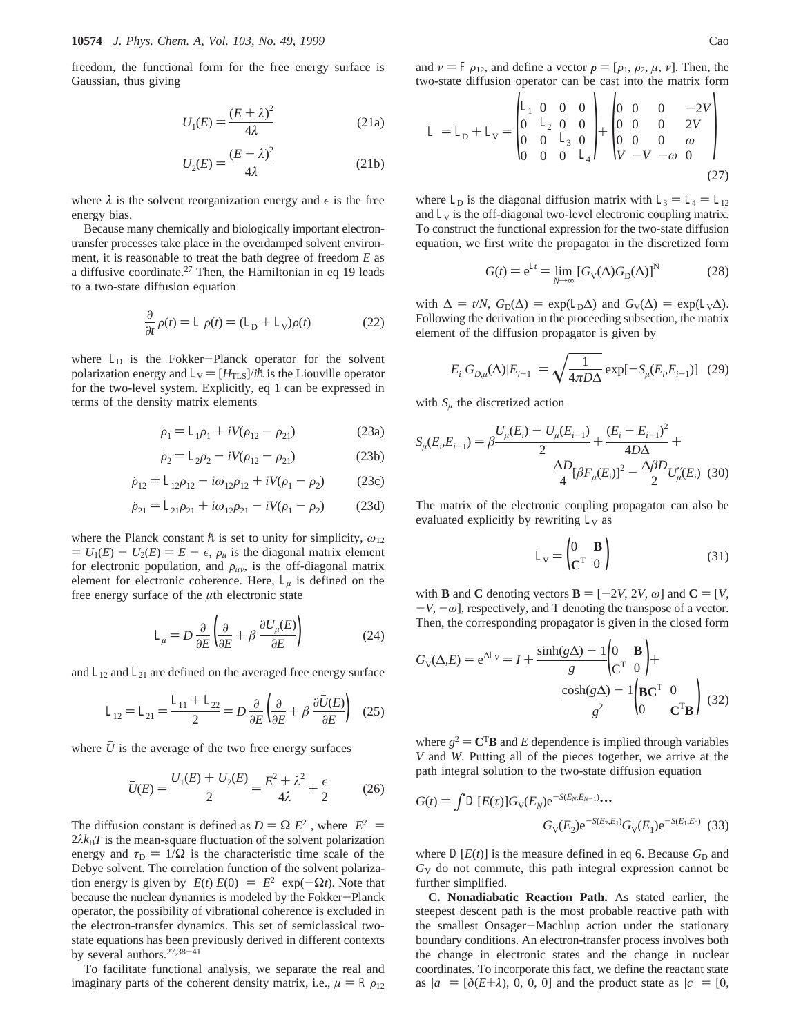freedom, the functional form for the free energy surface is Gaussian, thus giving

$$U_1(E) = \frac{(E + \lambda)^2}{4\lambda} \tag{21a}$$

$$U_2(E) = \frac{(E - \lambda)^2}{4\lambda} \tag{21b}$$

where $\lambda$ is the solvent reorganization energy and $\epsilon$ is the free energy bias.

Because many chemically and biologically important electron-transfer processes take place in the overdamped solvent environment, it is reasonable to treat the bath degree of freedom $E$ as a diffusive coordinate.[27] Then, the Hamiltonian in eq 19 leads to a two-state diffusion equation

$$\frac{\partial}{\partial t}\rho(t) = \mathcal{L}\,\rho(t) = (\mathcal{L}_D + \mathcal{L}_V)\rho(t) \tag{22}$$

where $\mathcal{L}_D$ is the Fokker–Planck operator for the solvent polarization energy and $\mathcal{L}_V = [H_{TLS}]/i\hbar$ is the Liouville operator for the two-level system. Explicitly, eq 1 can be expressed in terms of the density matrix elements

$$\dot{\rho}_1 = \mathcal{L}_1\rho_1 + iV(\rho_{12} - \rho_{21}) \tag{23a}$$

$$\dot{\rho}_2 = \mathcal{L}_2\rho_2 - iV(\rho_{12} - \rho_{21}) \tag{23b}$$

$$\dot{\rho}_{12} = \mathcal{L}_{12}\rho_{12} - i\omega_{12}\rho_{12} + iV(\rho_1 - \rho_2) \tag{23c}$$

$$\dot{\rho}_{21} = \mathcal{L}_{21}\rho_{21} + i\omega_{12}\rho_{21} - iV(\rho_1 - \rho_2) \tag{23d}$$

where the Planck constant $\hbar$ is set to unity for simplicity, $\omega_{12} = U_1(E) - U_2(E) = E - \epsilon$, $\rho_\mu$ is the diagonal matrix element for electronic population, and $\rho_{\mu\nu}$, is the off-diagonal matrix element for electronic coherence. Here, $\mathcal{L}_\mu$ is defined on the free energy surface of the $\mu$th electronic state

$$\mathcal{L}_\mu = D\frac{\partial}{\partial E}\left(\frac{\partial}{\partial E} + \beta\frac{\partial U_\mu(E)}{\partial E}\right) \tag{24}$$

and $\mathcal{L}_{12}$ and $\mathcal{L}_{21}$ are defined on the averaged free energy surface

$$\mathcal{L}_{12} = \mathcal{L}_{21} = \frac{\mathcal{L}_{11} + \mathcal{L}_{22}}{2} = D\frac{\partial}{\partial E}\left(\frac{\partial}{\partial E} + \beta\frac{\partial \bar{U}(E)}{\partial E}\right) \tag{25}$$

where $\bar{U}$ is the average of the two free energy surfaces

$$\bar{U}(E) = \frac{U_1(E) + U_2(E)}{2} = \frac{E^2 + \lambda^2}{4\lambda} + \frac{\epsilon}{2} \tag{26}$$

The diffusion constant is defined as $D = \Omega\langle E^2\rangle$, where $\langle E^2\rangle = 2\lambda k_BT$ is the mean-square fluctuation of the solvent polarization energy and $\tau_D = 1/\Omega$ is the characteristic time scale of the Debye solvent. The correlation function of the solvent polarization energy is given by $\langle E(t)\,E(0)\rangle = \langle E^2\rangle \exp(-\Omega t)$. Note that because the nuclear dynamics is modeled by the Fokker–Planck operator, the possibility of vibrational coherence is excluded in the electron-transfer dynamics. This set of semiclassical two-state equations has been previously derived in different contexts by several authors.[27,38–41]

To facilitate functional analysis, we separate the real and imaginary parts of the coherent density matrix, i.e., $\mu = \Re\,\rho_{12}$ and $\nu = \Im\,\rho_{12}$, and define a vector $\rho = [\rho_1, \rho_2, \mu, \nu]$. Then, the two-state diffusion operator can be cast into the matrix form

$$\mathcal{L} = \mathcal{L}_D + \mathcal{L}_V = \begin{pmatrix} \mathcal{L}_1 & 0 & 0 & 0 \\ 0 & \mathcal{L}_2 & 0 & 0 \\ 0 & 0 & \mathcal{L}_3 & 0 \\ 0 & 0 & 0 & \mathcal{L}_4 \end{pmatrix} + \begin{pmatrix} 0 & 0 & 0 & -2V \\ 0 & 0 & 0 & 2V \\ 0 & 0 & 0 & \omega \\ V & -V & -\omega & 0 \end{pmatrix} \tag{27}$$

where $\mathcal{L}_D$ is the diagonal diffusion matrix with $\mathcal{L}_3 = \mathcal{L}_4 = \mathcal{L}_{12}$ and $\mathcal{L}_V$ is the off-diagonal two-level electronic coupling matrix. To construct the functional expression for the two-state diffusion equation, we first write the propagator in the discretized form

$$G(t) = e^{\mathcal{L}t} = \lim_{N\to\infty}[G_V(\Delta)G_D(\Delta)]^N \tag{28}$$

with $\Delta = t/N$, $G_D(\Delta) = \exp(\mathcal{L}_D\Delta)$ and $G_V(\Delta) = \exp(\mathcal{L}_V\Delta)$. Following the derivation in the proceeding subsection, the matrix element of the diffusion propagator is given by

$$\langle E_i|G_{D,\mu}(\Delta)|E_{i-1}\rangle = \sqrt{\frac{1}{4\pi D\Delta}}\exp[-S_\mu(E_i,E_{i-1})] \tag{29}$$

with $S_\mu$ the discretized action

$$S_\mu(E_i,E_{i-1}) = \beta\frac{U_\mu(E_i) - U_\mu(E_{i-1})}{2} + \frac{(E_i - E_{i-1})^2}{4D\Delta} + \frac{\Delta D}{4}[\beta F_\mu(E_i)]^2 - \frac{\Delta\beta D}{2}U_\mu''(E_i) \tag{30}$$

The matrix of the electronic coupling propagator can also be evaluated explicitly by rewriting $\mathcal{L}_V$ as

$$\mathcal{L}_V = \begin{pmatrix} 0 & \mathbf{B} \\ \mathbf{C}^T & 0 \end{pmatrix} \tag{31}$$

with $\mathbf{B}$ and $\mathbf{C}$ denoting vectors $\mathbf{B} = [-2V, 2V, \omega]$ and $\mathbf{C} = [V, -V, -\omega]$, respectively, and T denoting the transpose of a vector. Then, the corresponding propagator is given in the closed form

$$G_V(\Delta,E) = e^{\Delta\mathcal{L}_V} = I + \frac{\sinh(g\Delta) - 1}{g}\begin{pmatrix} 0 & \mathbf{B} \\ \mathbf{C}^T & 0 \end{pmatrix} + \frac{\cosh(g\Delta) - 1}{g^2}\begin{pmatrix} \mathbf{B}\mathbf{C}^T & 0 \\ 0 & \mathbf{C}^T\mathbf{B} \end{pmatrix} \tag{32}$$

where $g^2 = \mathbf{C}^T\mathbf{B}$ and $E$ dependence is implied through variables $V$ and $W$. Putting all of the pieces together, we arrive at the path integral solution to the two-state diffusion equation

$$G(t) = \int \mathcal{D}[E(\tau)]G_V(E_N)e^{-S(E_N,E_{N-1})}\cdots G_V(E_2)e^{-S(E_2,E_1)}G_V(E_1)e^{-S(E_1,E_0)} \tag{33}$$

where $\mathcal{D}[E(t)]$ is the measure defined in eq 6. Because $G_D$ and $G_V$ do not commute, this path integral expression cannot be further simplified.

**C. Nonadiabatic Reaction Path.** As stated earlier, the steepest descent path is the most probable reactive path with the smallest Onsager–Machlup action under the stationary boundary conditions. An electron-transfer process involves both the change in electronic states and the change in nuclear coordinates. To incorporate this fact, we define the reactant state as $|a\rangle = [\delta(E+\lambda), 0, 0, 0]$ and the product state as $|c\rangle = [0,$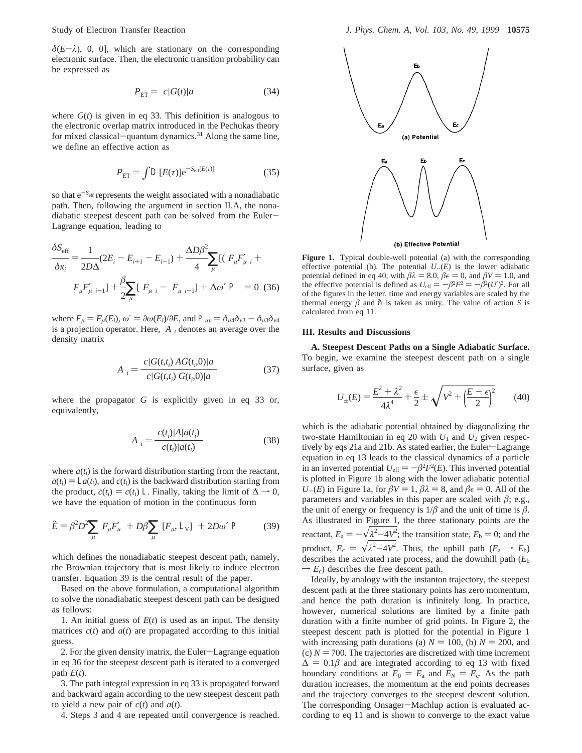$\delta(E-\lambda)$, 0, 0], which are stationary on the corresponding electronic surface. Then, the electronic transition probability can be expressed as

$$P_{\rm ET} = \langle c|G(t)|a\rangle \tag{34}$$

where $G(t)$ is given in eq 33. This definition is analogous to the electronic overlap matrix introduced in the Pechukas theory for mixed classical−quantum dynamics.[31] Along the same line, we define an effective action as

$$P_{\rm ET} = \int \mathcal{D}[E(\tau)] e^{-S_{\rm eff}[E(\tau)]} \tag{35}$$

so that $e^{-S_{\rm eff}}$ represents the weight associated with a nonadiabatic path. Then, following the argument in section II.A, the nonadiabatic steepest descent path can be solved from the Euler−Lagrange equation, leading to

$$\frac{\delta S_{\rm eff}}{\delta x_i} = \frac{1}{2D\Delta}(2E_i - E_{i+1} - E_{i-1}) + \frac{\Delta D\beta^2}{4}\sum_\mu [\langle F_\mu F'_\mu\rangle_i + \langle F_\mu F'_\mu\rangle_{i-1}] + \frac{\beta}{2}\sum_\mu [\langle F_\mu\rangle_i - \langle F_\mu\rangle_{i-1}] + \Delta\omega'\langle \mathrm{P}\rangle = 0 \tag{36}$$

where $F_\mu = F_\mu(E_i)$, $\omega' = \partial\omega(E_i)/\partial E$, and $\mathrm{P}_{\mu\nu} = \delta_{\mu 4}\delta_{\nu 3} - \delta_{\mu 3}\delta_{\nu 4}$ is a projection operator. Here, $\langle A\rangle_i$ denotes an average over the density matrix

$$\langle A\rangle_i = \frac{\langle c|G(t,t_i)\, AG(t_i,0)|a\rangle}{\langle c|G(t,t_i)\, G(t_i,0)|a\rangle} \tag{37}$$

where the propagator $G$ is explicitly given in eq 33 or, equivalently,

$$\langle A\rangle_i = \frac{\langle c(t_i)|A|a(t_i)\rangle}{\langle c(t_i)|a(t_i)\rangle} \tag{38}$$

where $a(t_i)$ is the forward distribution starting from the reactant, $\dot{a}(t_i) = \mathrm{L}\, a(t_i)$, and $c(t_i)$ is the backward distribution starting from the product, $\dot{c}(t_i) = c(t_i)\,\mathrm{L}$. Finally, taking the limit of $\Delta \rightarrow 0$, we have the equation of motion in the continuous form

$$\ddot{E} = \beta^2 D^2 \sum_\mu \langle F_\mu F'_\mu\rangle + D\beta \sum_\mu \langle [F_\mu, \mathrm{L}_{\rm V}]\rangle + 2D\omega'\langle \mathrm{P}\rangle \tag{39}$$

which defines the nonadiabatic steepest descent path, namely, the Brownian trajectory that is most likely to induce electron transfer. Equation 39 is the central result of the paper.

Based on the above formulation, a computational algorithm to solve the nonadiabatic steepest descent path can be designed as follows:

1. An initial guess of $E(t)$ is used as an input. The density matrices $c(t)$ and $a(t)$ are propagated according to this initial guess.

2. For the given density matrix, the Euler−Lagrange equation in eq 36 for the steepest descent path is iterated to a converged path $E(t)$.

3. The path integral expression in eq 33 is propagated forward and backward again according to the new steepest descent path to yield a new pair of $c(t)$ and $a(t)$.

4. Steps 3 and 4 are repeated until convergence is reached.

**Figure 1.** Typical double-well potential (a) with the corresponding effective potential (b). The potential $U_{-}(E)$ is the lower adiabatic potential defined in eq 40, with $\beta\lambda = 8.0$, $\beta\epsilon = 0$, and $\beta V = 1.0$, and the effective potential is defined as $U_{\rm eff} = -\beta^2 F^2 = -\beta^2(U')^2$. For all of the figures in the letter, time and energy variables are scaled by the thermal energy $\beta$ and $\hbar$ is taken as unity. The value of action $S$ is calculated from eq 11.

## III. Results and Discussions

**A. Steepest Descent Paths on a Single Adiabatic Surface.** To begin, we examine the steepest descent path on a single surface, given as

$$U_{\pm}(E) = \frac{E^2 + \lambda^2}{4\lambda^4} + \frac{\epsilon}{2} \pm \sqrt{V^2 + \left(\frac{E-\epsilon}{2}\right)^2} \tag{40}$$

which is the adiabatic potential obtained by diagonalizing the two-state Hamiltonian in eq 20 with $U_1$ and $U_2$ given respectively by eqs 21a and 21b. As stated earlier, the Euler−Lagrange equation in eq 13 leads to the classical dynamics of a particle in an inverted potential $U_{\rm eff} = -\beta^2 F^2(E)$. This inverted potential is plotted in Figure 1b along with the lower adiabatic potential $U_{-}(E)$ in Figure 1a, for $\beta V = 1$, $\beta\lambda = 8$, and $\beta\epsilon = 0$. All of the parameters and variables in this paper are scaled with $\beta$; e.g., the unit of energy or frequency is $1/\beta$ and the unit of time is $\beta$. As illustrated in Figure 1, the three stationary points are the reactant, $E_{\rm a} = -\sqrt{\lambda^2 - 4V^2}$; the transition state, $E_{\rm b} = 0$; and the product, $E_{\rm c} = \sqrt{\lambda^2 - 4V^2}$. Thus, the uphill path ($E_{\rm a} \rightarrow E_{\rm b}$) describes the activated rate process, and the downhill path ($E_{\rm b} \rightarrow E_{\rm c}$) describes the free descent path.

Ideally, by analogy with the instanton trajectory, the steepest descent path at the three stationary points has zero momentum, and hence the path duration is infinitely long. In practice, however, numerical solutions are limited by a finite path duration with a finite number of grid points. In Figure 2, the steepest descent path is plotted for the potential in Figure 1 with increasing path durations (a) $N = 100$, (b) $N = 200$, and (c) $N = 700$. The trajectories are discretized with time increment $\Delta = 0.1\beta$ and are integrated according to eq 13 with fixed boundary conditions at $E_0 = E_{\rm a}$ and $E_N = E_{\rm c}$. As the path duration increases, the momentum at the end points decreases and the trajectory converges to the steepest descent solution. The corresponding Onsager−Machlup action is evaluated according to eq 11 and is shown to converge to the exact value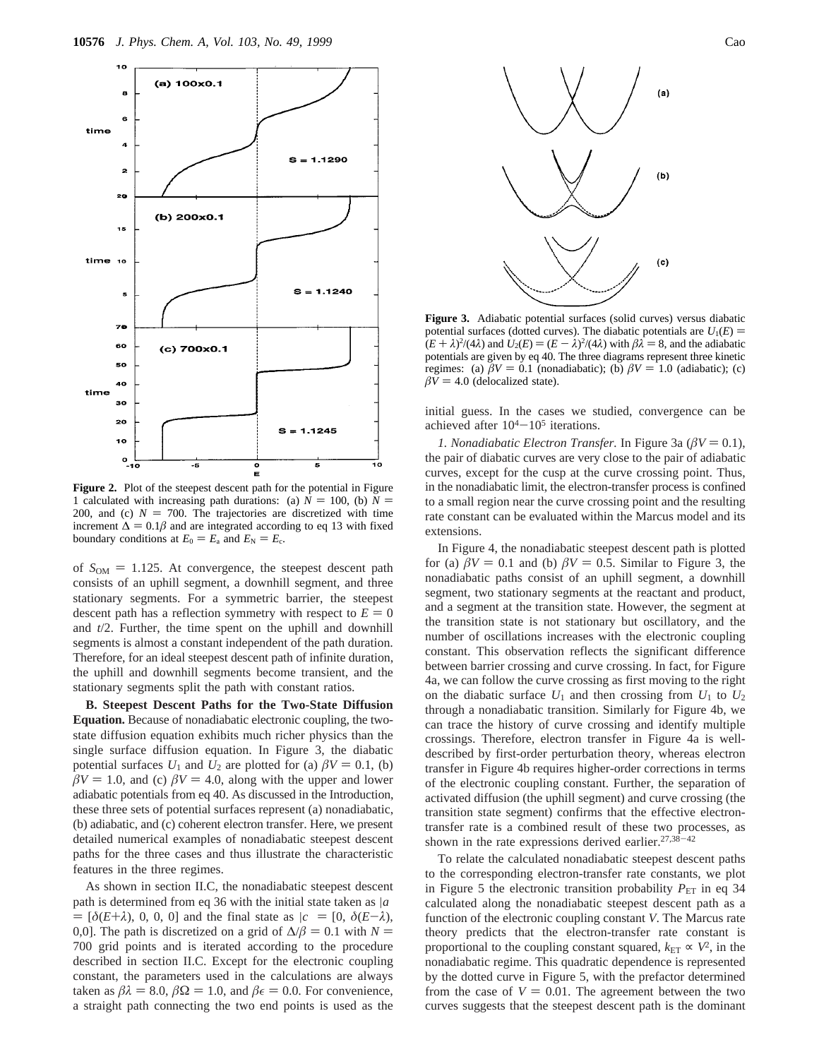**Figure 2.** Plot of the steepest descent path for the potential in Figure 1 calculated with increasing path durations: (a) $N = 100$, (b) $N = 200$, and (c) $N = 700$. The trajectories are discretized with time increment $\Delta = 0.1\beta$ and are integrated according to eq 13 with fixed boundary conditions at $E_0 = E_a$ and $E_N = E_c$.

of $S_{OM} = 1.125$. At convergence, the steepest descent path consists of an uphill segment, a downhill segment, and three stationary segments. For a symmetric barrier, the steepest descent path has a reflection symmetry with respect to $E = 0$ and $t/2$. Further, the time spent on the uphill and downhill segments is almost a constant independent of the path duration. Therefore, for an ideal steepest descent path of infinite duration, the uphill and downhill segments become transient, and the stationary segments split the path with constant ratios.

**B. Steepest Descent Paths for the Two-State Diffusion Equation.** Because of nonadiabatic electronic coupling, the two-state diffusion equation exhibits much richer physics than the single surface diffusion equation. In Figure 3, the diabatic potential surfaces $U_1$ and $U_2$ are plotted for (a) $\beta V = 0.1$, (b) $\beta V = 1.0$, and (c) $\beta V = 4.0$, along with the upper and lower adiabatic potentials from eq 40. As discussed in the Introduction, these three sets of potential surfaces represent (a) nonadiabatic, (b) adiabatic, and (c) coherent electron transfer. Here, we present detailed numerical examples of nonadiabatic steepest descent paths for the three cases and thus illustrate the characteristic features in the three regimes.

As shown in section II.C, the nonadiabatic steepest descent path is determined from eq 36 with the initial state taken as $|a\rangle = [\delta(E+\lambda), 0, 0, 0]$ and the final state as $|c\rangle = [0, \delta(E-\lambda), 0, 0]$. The path is discretized on a grid of $\Delta/\beta = 0.1$ with $N = 700$ grid points and is iterated according to the procedure described in section II.C. Except for the electronic coupling constant, the parameters used in the calculations are always taken as $\beta\lambda = 8.0$, $\beta\Omega = 1.0$, and $\beta\epsilon = 0.0$. For convenience, a straight path connecting the two end points is used as the initial guess. In the cases we studied, convergence can be achieved after $10^4$–$10^5$ iterations.

**Figure 3.** Adiabatic potential surfaces (solid curves) versus diabatic potential surfaces (dotted curves). The diabatic potentials are $U_1(E) = (E + \lambda)^2/(4\lambda)$ and $U_2(E) = (E - \lambda)^2/(4\lambda)$ with $\beta\lambda = 8$, and the adiabatic potentials are given by eq 40. The three diagrams represent three kinetic regimes: (a) $\beta V = 0.1$ (nonadiabatic); (b) $\beta V = 1.0$ (adiabatic); (c) $\beta V = 4.0$ (delocalized state).

*1. Nonadiabatic Electron Transfer.* In Figure 3a ($\beta V = 0.1$), the pair of diabatic curves are very close to the pair of adiabatic curves, except for the cusp at the curve crossing point. Thus, in the nonadiabatic limit, the electron-transfer process is confined to a small region near the curve crossing point and the resulting rate constant can be evaluated within the Marcus model and its extensions.

In Figure 4, the nonadiabatic steepest descent path is plotted for (a) $\beta V = 0.1$ and (b) $\beta V = 0.5$. Similar to Figure 3, the nonadiabatic paths consist of an uphill segment, a downhill segment, two stationary segments at the reactant and product, and a segment at the transition state. However, the segment at the transition state is not stationary but oscillatory, and the number of oscillations increases with the electronic coupling constant. This observation reflects the significant difference between barrier crossing and curve crossing. In fact, for Figure 4a, we can follow the curve crossing as first moving to the right on the diabatic surface $U_1$ and then crossing from $U_1$ to $U_2$ through a nonadiabatic transition. Similarly for Figure 4b, we can trace the history of curve crossing and identify multiple crossings. Therefore, electron transfer in Figure 4a is well-described by first-order perturbation theory, whereas electron transfer in Figure 4b requires higher-order corrections in terms of the electronic coupling constant. Further, the separation of activated diffusion (the uphill segment) and curve crossing (the transition state segment) confirms that the effective electron-transfer rate is a combined result of these two processes, as shown in the rate expressions derived earlier.[27,38–42]

To relate the calculated nonadiabatic steepest descent paths to the corresponding electron-transfer rate constants, we plot in Figure 5 the electronic transition probability $P_{ET}$ in eq 34 calculated along the nonadiabatic steepest descent path as a function of the electronic coupling constant $V$. The Marcus rate theory predicts that the electron-transfer rate constant is proportional to the coupling constant squared, $k_{ET} \propto V^2$, in the nonadiabatic regime. This quadratic dependence is represented by the dotted curve in Figure 5, with the prefactor determined from the case of $V = 0.01$. The agreement between the two curves suggests that the steepest descent path is the dominant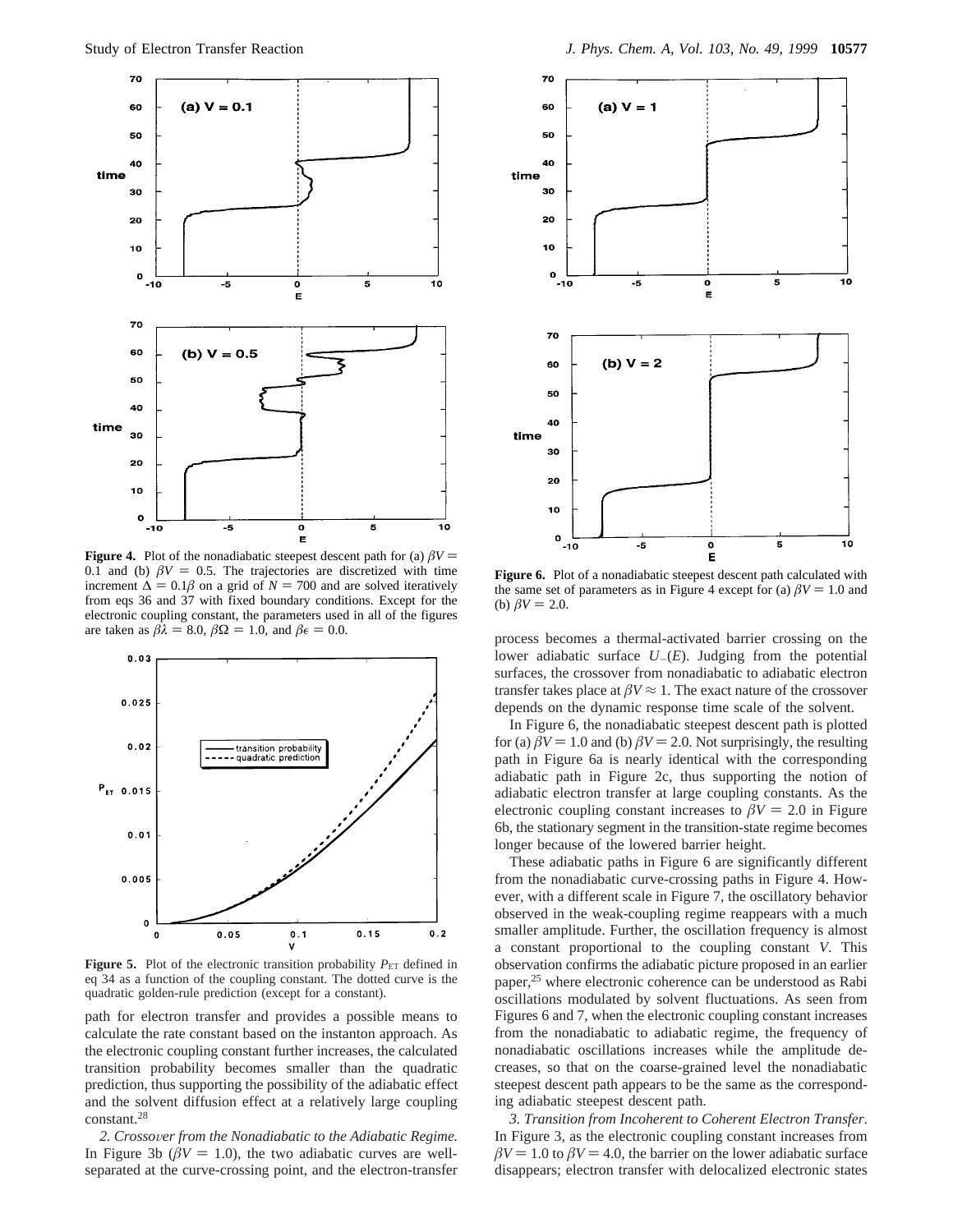**Figure 4.** Plot of the nonadiabatic steepest descent path for (a) $\beta V = 0.1$ and (b) $\beta V = 0.5$. The trajectories are discretized with time increment $\Delta = 0.1\beta$ on a grid of $N = 700$ and are solved iteratively from eqs 36 and 37 with fixed boundary conditions. Except for the electronic coupling constant, the parameters used in all of the figures are taken as $\beta\lambda = 8.0$, $\beta\Omega = 1.0$, and $\beta\epsilon = 0.0$.

**Figure 5.** Plot of the electronic transition probability $P_{ET}$ defined in eq 34 as a function of the coupling constant. The dotted curve is the quadratic golden-rule prediction (except for a constant).

path for electron transfer and provides a possible means to calculate the rate constant based on the instanton approach. As the electronic coupling constant further increases, the calculated transition probability becomes smaller than the quadratic prediction, thus supporting the possibility of the adiabatic effect and the solvent diffusion effect at a relatively large coupling constant.[28]

*2. Crossover from the Nonadiabatic to the Adiabatic Regime.* In Figure 3b ($\beta V = 1.0$), the two adiabatic curves are well-separated at the curve-crossing point, and the electron-transfer process becomes a thermal-activated barrier crossing on the lower adiabatic surface $U_{-}(E)$. Judging from the potential surfaces, the crossover from nonadiabatic to adiabatic electron transfer takes place at $\beta V \approx 1$. The exact nature of the crossover depends on the dynamic response time scale of the solvent.

**Figure 6.** Plot of a nonadiabatic steepest descent path calculated with the same set of parameters as in Figure 4 except for (a) $\beta V = 1.0$ and (b) $\beta V = 2.0$.

In Figure 6, the nonadiabatic steepest descent path is plotted for (a) $\beta V = 1.0$ and (b) $\beta V = 2.0$. Not surprisingly, the resulting path in Figure 6a is nearly identical with the corresponding adiabatic path in Figure 2c, thus supporting the notion of adiabatic electron transfer at large coupling constants. As the electronic coupling constant increases to $\beta V = 2.0$ in Figure 6b, the stationary segment in the transition-state regime becomes longer because of the lowered barrier height.

These adiabatic paths in Figure 6 are significantly different from the nonadiabatic curve-crossing paths in Figure 4. However, with a different scale in Figure 7, the oscillatory behavior observed in the weak-coupling regime reappears with a much smaller amplitude. Further, the oscillation frequency is almost a constant proportional to the coupling constant $V$. This observation confirms the adiabatic picture proposed in an earlier paper,[25] where electronic coherence can be understood as Rabi oscillations modulated by solvent fluctuations. As seen from Figures 6 and 7, when the electronic coupling constant increases from the nonadiabatic to adiabatic regime, the frequency of nonadiabatic oscillations increases while the amplitude decreases, so that on the coarse-grained level the nonadiabatic steepest descent path appears to be the same as the corresponding adiabatic steepest descent path.

*3. Transition from Incoherent to Coherent Electron Transfer.* In Figure 3, as the electronic coupling constant increases from $\beta V = 1.0$ to $\beta V = 4.0$, the barrier on the lower adiabatic surface disappears; electron transfer with delocalized electronic states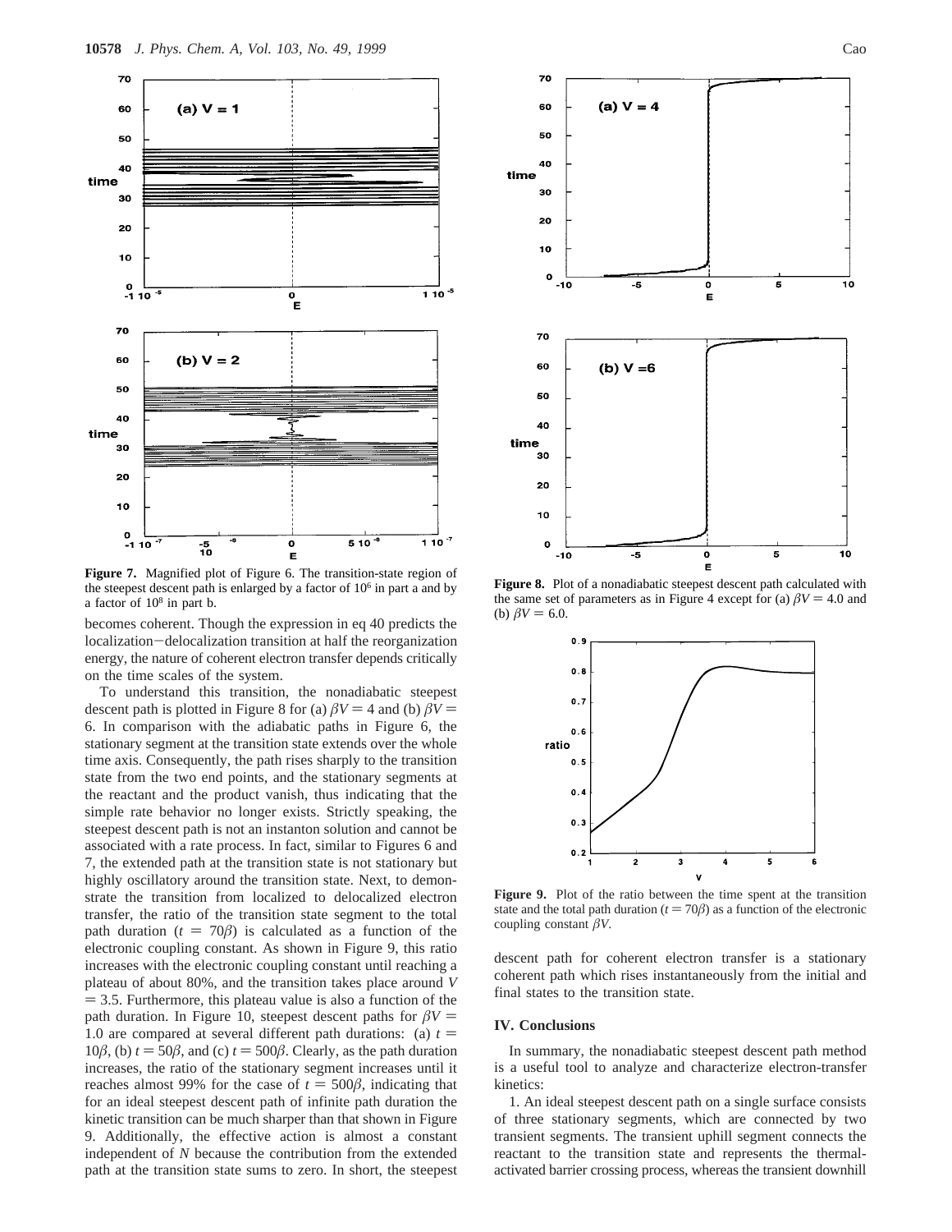**Figure 7.** Magnified plot of Figure 6. The transition-state region of the steepest descent path is enlarged by a factor of $10^6$ in part a and by a factor of $10^8$ in part b.

**Figure 8.** Plot of a nonadiabatic steepest descent path calculated with the same set of parameters as in Figure 4 except for (a) $\beta V = 4.0$ and (b) $\beta V = 6.0$.

becomes coherent. Though the expression in eq 40 predicts the localization–delocalization transition at half the reorganization energy, the nature of coherent electron transfer depends critically on the time scales of the system.

To understand this transition, the nonadiabatic steepest descent path is plotted in Figure 8 for (a) $\beta V = 4$ and (b) $\beta V = 6$. In comparison with the adiabatic paths in Figure 6, the stationary segment at the transition state extends over the whole time axis. Consequently, the path rises sharply to the transition state from the two end points, and the stationary segments at the reactant and the product vanish, thus indicating that the simple rate behavior no longer exists. Strictly speaking, the steepest descent path is not an instanton solution and cannot be associated with a rate process. In fact, similar to Figures 6 and 7, the extended path at the transition state is not stationary but highly oscillatory around the transition state. Next, to demonstrate the transition from localized to delocalized electron transfer, the ratio of the transition state segment to the total path duration ($t = 70\beta$) is calculated as a function of the electronic coupling constant. As shown in Figure 9, this ratio increases with the electronic coupling constant until reaching a plateau of about 80%, and the transition takes place around $V = 3.5$. Furthermore, this plateau value is also a function of the path duration. In Figure 10, steepest descent paths for $\beta V = 1.0$ are compared at several different path durations: (a) $t = 10\beta$, (b) $t = 50\beta$, and (c) $t = 500\beta$. Clearly, as the path duration increases, the ratio of the stationary segment increases until it reaches almost 99% for the case of $t = 500\beta$, indicating that for an ideal steepest descent path of infinite path duration the kinetic transition can be much sharper than that shown in Figure 9. Additionally, the effective action is almost a constant independent of $N$ because the contribution from the extended path at the transition state sums to zero. In short, the steepest descent path for coherent electron transfer is a stationary coherent path which rises instantaneously from the initial and final states to the transition state.

**Figure 9.** Plot of the ratio between the time spent at the transition state and the total path duration ($t = 70\beta$) as a function of the electronic coupling constant $\beta V$.

## IV. Conclusions

In summary, the nonadiabatic steepest descent path method is a useful tool to analyze and characterize electron-transfer kinetics:

1. An ideal steepest descent path on a single surface consists of three stationary segments, which are connected by two transient segments. The transient uphill segment connects the reactant to the transition state and represents the thermal-activated barrier crossing process, whereas the transient downhill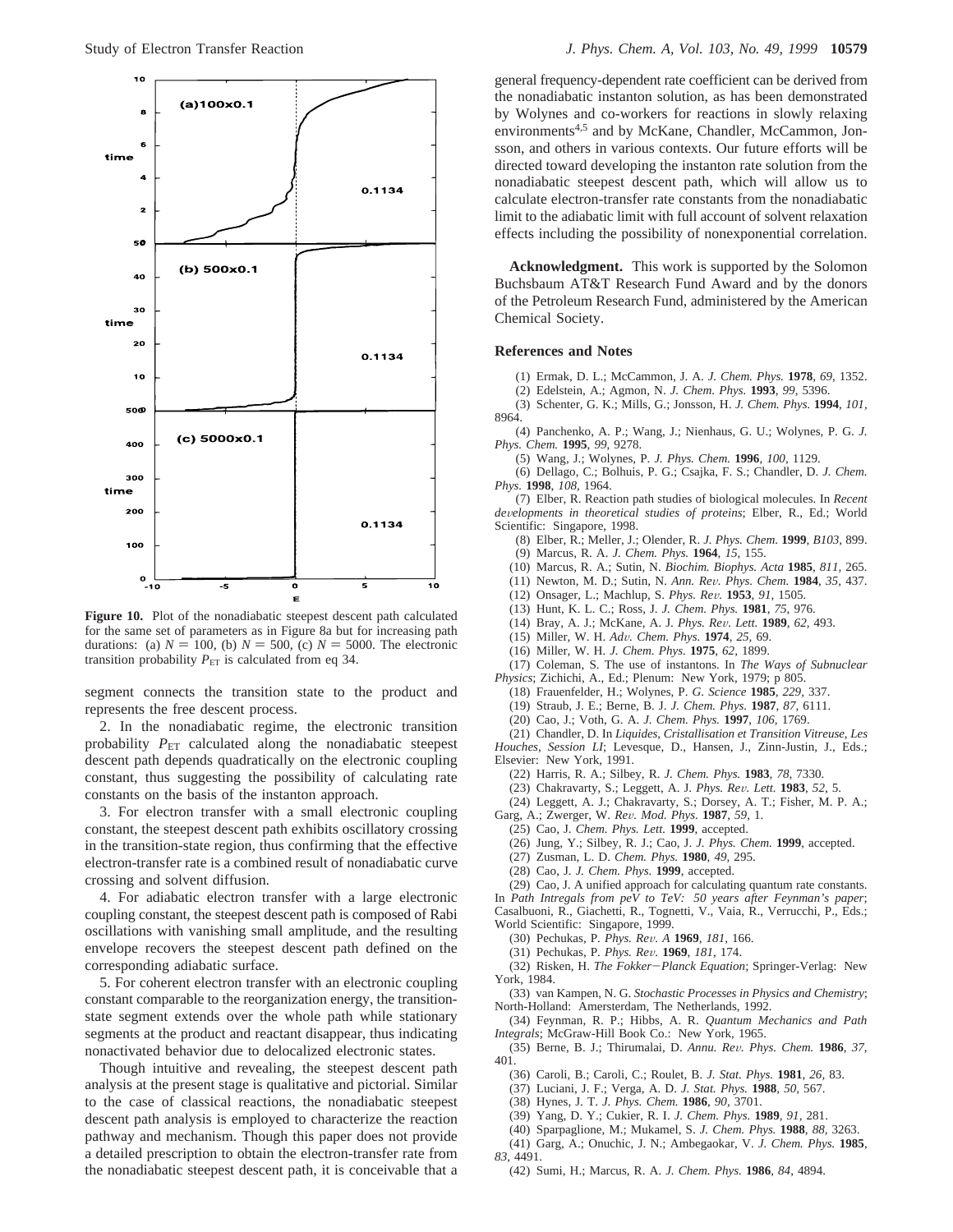(a)100x0.1

time

0.1134

(b) 500x0.1

time

0.1134

(c) 5000x0.1

time

0.1134

E

**Figure 10.** Plot of the nonadiabatic steepest descent path calculated for the same set of parameters as in Figure 8a but for increasing path durations: (a) $N = 100$, (b) $N = 500$, (c) $N = 5000$. The electronic transition probability $P_{ET}$ is calculated from eq 34.

segment connects the transition state to the product and represents the free descent process.

2. In the nonadiabatic regime, the electronic transition probability $P_{ET}$ calculated along the nonadiabatic steepest descent path depends quadratically on the electronic coupling constant, thus suggesting the possibility of calculating rate constants on the basis of the instanton approach.

3. For electron transfer with a small electronic coupling constant, the steepest descent path exhibits oscillatory crossing in the transition-state region, thus confirming that the effective electron-transfer rate is a combined result of nonadiabatic curve crossing and solvent diffusion.

4. For adiabatic electron transfer with a large electronic coupling constant, the steepest descent path is composed of Rabi oscillations with vanishing small amplitude, and the resulting envelope recovers the steepest descent path defined on the corresponding adiabatic surface.

5. For coherent electron transfer with an electronic coupling constant comparable to the reorganization energy, the transition-state segment extends over the whole path while stationary segments at the product and reactant disappear, thus indicating nonactivated behavior due to delocalized electronic states.

Though intuitive and revealing, the steepest descent path analysis at the present stage is qualitative and pictorial. Similar to the case of classical reactions, the nonadiabatic steepest descent path analysis is employed to characterize the reaction pathway and mechanism. Though this paper does not provide a detailed prescription to obtain the electron-transfer rate from the nonadiabatic steepest descent path, it is conceivable that a general frequency-dependent rate coefficient can be derived from the nonadiabatic instanton solution, as has been demonstrated by Wolynes and co-workers for reactions in slowly relaxing environments[4,5] and by McKane, Chandler, McCammon, Jonsson, and others in various contexts. Our future efforts will be directed toward developing the instanton rate solution from the nonadiabatic steepest descent path, which will allow us to calculate electron-transfer rate constants from the nonadiabatic limit to the adiabatic limit with full account of solvent relaxation effects including the possibility of nonexponential correlation.

**Acknowledgment.** This work is supported by the Solomon Buchsbaum AT&T Research Fund Award and by the donors of the Petroleum Research Fund, administered by the American Chemical Society.

### References and Notes

(1) Ermak, D. L.; McCammon, J. A. *J. Chem. Phys.* **1978**, *69*, 1352.
(2) Edelstein, A.; Agmon, N. *J. Chem. Phys.* **1993**, *99*, 5396.
(3) Schenter, G. K.; Mills, G.; Jonsson, H. *J. Chem. Phys.* **1994**, *101*, 8964.
(4) Panchenko, A. P.; Wang, J.; Nienhaus, G. U.; Wolynes, P. G. *J. Phys. Chem.* **1995**, *99*, 9278.
(5) Wang, J.; Wolynes, P. *J. Phys. Chem.* **1996**, *100*, 1129.
(6) Dellago, C.; Bolhuis, P. G.; Csajka, F. S.; Chandler, D. *J. Chem. Phys.* **1998**, *108*, 1964.
(7) Elber, R. Reaction path studies of biological molecules. In *Recent developments in theoretical studies of proteins*; Elber, R., Ed.; World Scientific: Singapore, 1998.
(8) Elber, R.; Meller, J.; Olender, R. *J. Phys. Chem.* **1999**, *B103*, 899.
(9) Marcus, R. A. *J. Chem. Phys.* **1964**, *15*, 155.
(10) Marcus, R. A.; Sutin, N. *Biochim. Biophys. Acta* **1985**, *811*, 265.
(11) Newton, M. D.; Sutin, N. *Ann. Rev. Phys. Chem.* **1984**, *35*, 437.
(12) Onsager, L.; Machlup, S. *Phys. Rev.* **1953**, *91*, 1505.
(13) Hunt, K. L. C.; Ross, J. *J. Chem. Phys.* **1981**, *75*, 976.
(14) Bray, A. J.; McKane, A. J. *Phys. Rev. Lett.* **1989**, *62*, 493.
(15) Miller, W. H. *Adv. Chem. Phys.* **1974**, *25*, 69.
(16) Miller, W. H. *J. Chem. Phys.* **1975**, *62*, 1899.
(17) Coleman, S. The use of instantons. In *The Ways of Subnuclear Physics*; Zichichi, A., Ed.; Plenum: New York, 1979; p 805.
(18) Frauenfelder, H.; Wolynes, P. G. *Science* **1985**, *229*, 337.
(19) Straub, J. E.; Berne, B. J. *J. Chem. Phys.* **1987**, *87*, 6111.
(20) Cao, J.; Voth, G. A. *J. Chem. Phys.* **1997**, *106*, 1769.
(21) Chandler, D. In *Liquides, Cristallisation et Transition Vitreuse, Les Houches, Session LI*; Levesque, D., Hansen, J., Zinn-Justin, J., Eds.; Elsevier: New York, 1991.
(22) Harris, R. A.; Silbey, R. *J. Chem. Phys.* **1983**, *78*, 7330.
(23) Chakravarty, S.; Leggett, A. J. *Phys. Rev. Lett.* **1983**, *52*, 5.
(24) Leggett, A. J.; Chakravarty, S.; Dorsey, A. T.; Fisher, M. P. A.; Garg, A.; Zwerger, W. *Rev. Mod. Phys.* **1987**, *59*, 1.
(25) Cao, J. *Chem. Phys. Lett.* **1999**, accepted.
(26) Jung, Y.; Silbey, R. J.; Cao, J. *J. Phys. Chem.* **1999**, accepted.
(27) Zusman, L. D. *Chem. Phys.* **1980**, *49*, 295.
(28) Cao, J. *J. Chem. Phys.* **1999**, accepted.
(29) Cao, J. A unified approach for calculating quantum rate constants. In *Path Intregals from peV to TeV: 50 years after Feynman's paper*; Casalbuoni, R., Giachetti, R., Tognetti, V., Vaia, R., Verrucchi, P., Eds.; World Scientific: Singapore, 1999.
(30) Pechukas, P. *Phys. Rev. A* **1969**, *181*, 166.
(31) Pechukas, P. *Phys. Rev.* **1969**, *181*, 174.
(32) Risken, H. *The Fokker-Planck Equation*; Springer-Verlag: New York, 1984.
(33) van Kampen, N. G. *Stochastic Processes in Physics and Chemistry*; North-Holland: Amersterdam, The Netherlands, 1992.
(34) Feynman, R. P.; Hibbs, A. R. *Quantum Mechanics and Path Integrals*; McGraw-Hill Book Co.: New York, 1965.
(35) Berne, B. J.; Thirumalai, D. *Annu. Rev. Phys. Chem.* **1986**, *37*, 401.
(36) Caroli, B.; Caroli, C.; Roulet, B. *J. Stat. Phys.* **1981**, *26*, 83.
(37) Luciani, J. F.; Verga, A. D. *J. Stat. Phys.* **1988**, *50*, 567.
(38) Hynes, J. T. *J. Phys. Chem.* **1986**, *90*, 3701.
(39) Yang, D. Y.; Cukier, R. I. *J. Chem. Phys.* **1989**, *91*, 281.
(40) Sparpaglione, M.; Mukamel, S. *J. Chem. Phys.* **1988**, *88*, 3263.
(41) Garg, A.; Onuchic, J. N.; Ambegaokar, V. *J. Chem. Phys.* **1985**, *83*, 4491.
(42) Sumi, H.; Marcus, R. A. *J. Chem. Phys.* **1986**, *84*, 4894.